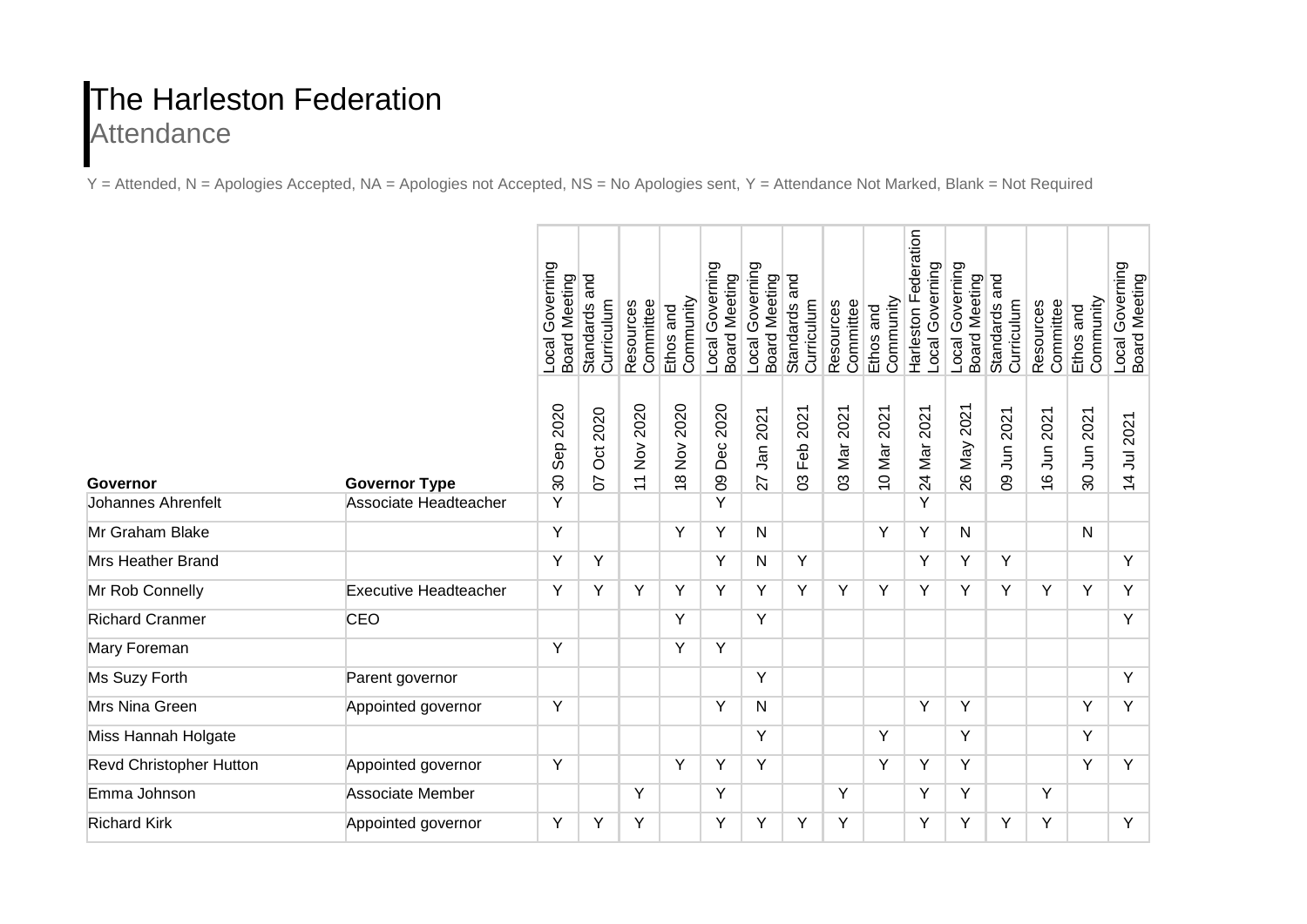# The Harleston Federation

## Attendance

Y = Attended, N = Apologies Accepted, NA = Apologies not Accepted, NS = No Apologies sent, Y = Attendance Not Marked, Blank = Not Required

| Governor | Governor Type | Local Governing Board Meeting | Standards and Curriculum | Resources Committee | Ethos and Community | Local Governing Board Meeting | Local Governing Board Meeting | Standards and Curriculum | Resources Committee | Ethos and Community | Harleston Federation Local Governing | Local Governing Board Meeting | Standards and Curriculum | Resources Committee | Ethos and Community | Local Governing Board Meeting |
|---|---|---|---|---|---|---|---|---|---|---|---|---|---|---|---|---|
| | | 30 Sep 2020 | 07 Oct 2020 | 11 Nov 2020 | 18 Nov 2020 | 09 Dec 2020 | 27 Jan 2021 | 03 Feb 2021 | 03 Mar 2021 | 10 Mar 2021 | 24 Mar 2021 | 26 May 2021 | 09 Jun 2021 | 16 Jun 2021 | 30 Jun 2021 | 14 Jul 2021 |
| Johannes Ahrenfelt | Associate Headteacher | Y | | | | Y | | | | | Y | | | | | |
| Mr Graham Blake | | Y | | | Y | Y | N | | | Y | Y | N | | | N | |
| Mrs Heather Brand | | Y | Y | | | Y | N | Y | | | Y | Y | Y | | | Y |
| Mr Rob Connelly | Executive Headteacher | Y | Y | Y | Y | Y | Y | Y | Y | Y | Y | Y | Y | Y | Y | Y |
| Richard Cranmer | CEO | | | | Y | | Y | | | | | | | | | Y |
| Mary Foreman | | Y | | | Y | Y | | | | | | | | | | |
| Ms Suzy Forth | Parent governor | | | | | | Y | | | | | | | | | Y |
| Mrs Nina Green | Appointed governor | Y | | | | Y | N | | | | Y | Y | | | Y | Y |
| Miss Hannah Holgate | | | | | | | Y | | | Y | | Y | | | Y | |
| Revd Christopher Hutton | Appointed governor | Y | | | Y | Y | Y | | | Y | Y | Y | | | Y | Y |
| Emma Johnson | Associate Member | | | Y | | Y | | | Y | | Y | Y | | Y | | |
| Richard Kirk | Appointed governor | Y | Y | Y | | Y | Y | Y | Y | | Y | Y | Y | Y | | Y |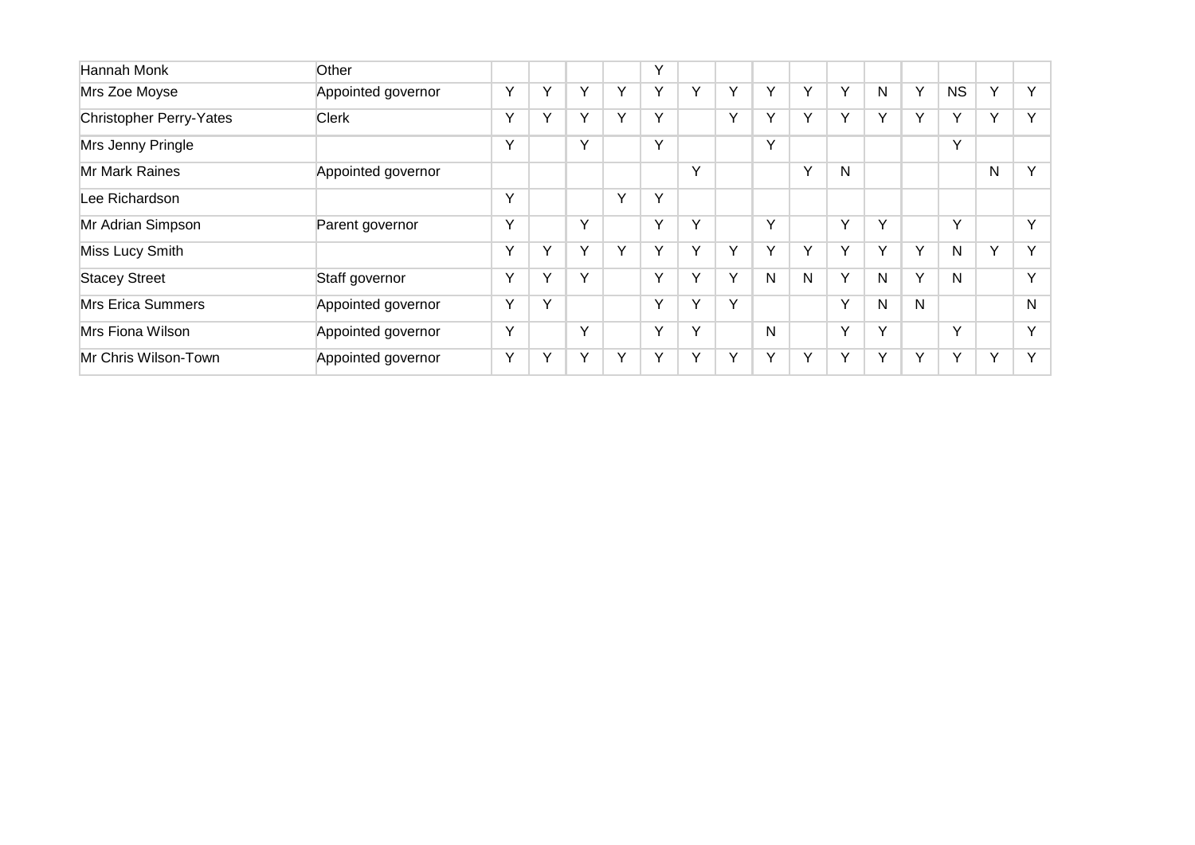| | | | | | | | | | | | | | | | | |
|---|---|---|---|---|---|---|---|---|---|---|---|---|---|---|---|---|
| Hannah Monk | Other | | | | | Y | | | | | | | | | | |
| Mrs Zoe Moyse | Appointed governor | Y | Y | Y | Y | Y | Y | Y | Y | Y | Y | N | Y | NS | Y | Y |
| Christopher Perry-Yates | Clerk | Y | Y | Y | Y | Y | | Y | Y | Y | Y | Y | Y | Y | Y | Y |
| Mrs Jenny Pringle | | Y | | Y | | Y | | | Y | | | | | Y | | |
| Mr Mark Raines | Appointed governor | | | | | | Y | | | Y | N | | | | N | Y |
| Lee Richardson | | Y | | | Y | Y | | | | | | | | | | |
| Mr Adrian Simpson | Parent governor | Y | | Y | | Y | Y | | Y | | Y | Y | | Y | | Y |
| Miss Lucy Smith | | Y | Y | Y | Y | Y | Y | Y | Y | Y | Y | Y | Y | N | Y | Y |
| Stacey Street | Staff governor | Y | Y | Y | | Y | Y | Y | N | N | Y | N | Y | N | | Y |
| Mrs Erica Summers | Appointed governor | Y | Y | | | Y | Y | Y | | | Y | N | N | | | N |
| Mrs Fiona Wilson | Appointed governor | Y | | Y | | Y | Y | | N | | Y | Y | | Y | | Y |
| Mr Chris Wilson-Town | Appointed governor | Y | Y | Y | Y | Y | Y | Y | Y | Y | Y | Y | Y | Y | Y | Y |